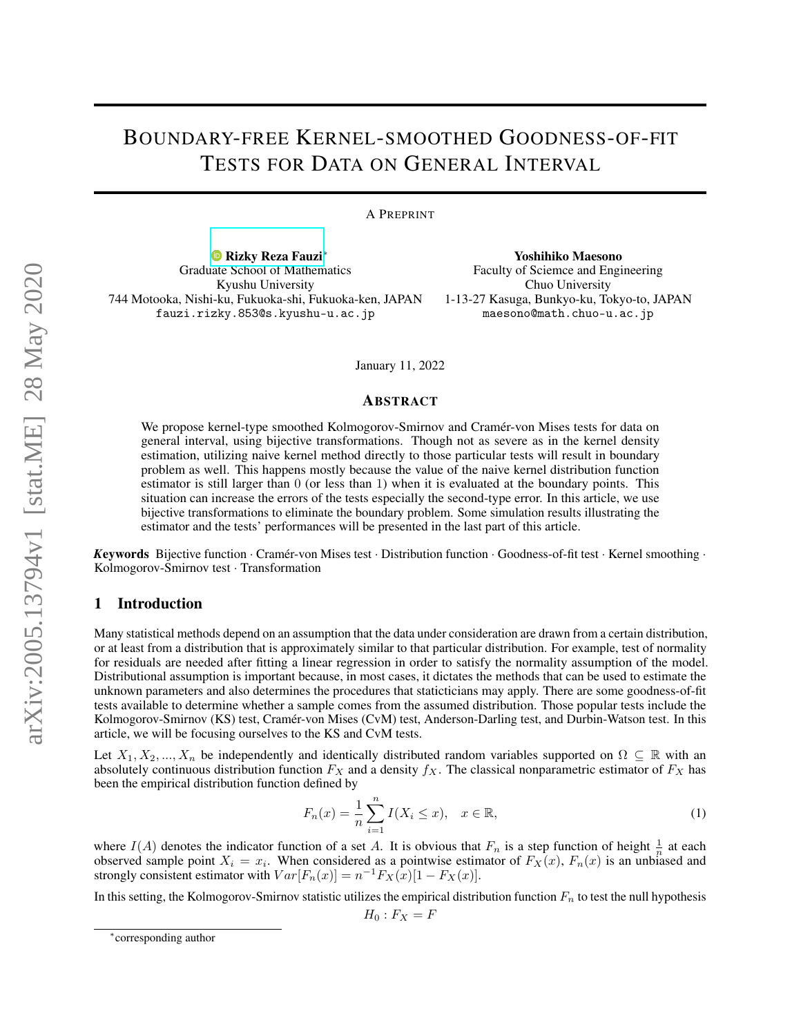# Boundary-free Kernel-smoothed Goodness-of-fit Tests for Data on General Interval

A Preprint

**Rizky Reza Fauzi**[*]
Graduate School of Mathematics
Kyushu University
744 Motooka, Nishi-ku, Fukuoka-shi, Fukuoka-ken, JAPAN
fauzi.rizky.853@s.kyushu-u.ac.jp

**Yoshihiko Maesono**
Faculty of Sciemce and Engineering
Chuo University
1-13-27 Kasuga, Bunkyo-ku, Tokyo-to, JAPAN
maesono@math.chuo-u.ac.jp

January 11, 2022

## Abstract

We propose kernel-type smoothed Kolmogorov-Smirnov and Cramér-von Mises tests for data on general interval, using bijective transformations. Though not as severe as in the kernel density estimation, utilizing naive kernel method directly to those particular tests will result in boundary problem as well. This happens mostly because the value of the naive kernel distribution function estimator is still larger than 0 (or less than 1) when it is evaluated at the boundary points. This situation can increase the errors of the tests especially the second-type error. In this article, we use bijective transformations to eliminate the boundary problem. Some simulation results illustrating the estimator and the tests' performances will be presented in the last part of this article.

***Keywords*** Bijective function · Cramér-von Mises test · Distribution function · Goodness-of-fit test · Kernel smoothing · Kolmogorov-Smirnov test · Transformation

## 1 Introduction

Many statistical methods depend on an assumption that the data under consideration are drawn from a certain distribution, or at least from a distribution that is approximately similar to that particular distribution. For example, test of normality for residuals are needed after fitting a linear regression in order to satisfy the normality assumption of the model. Distributional assumption is important because, in most cases, it dictates the methods that can be used to estimate the unknown parameters and also determines the procedures that staticticians may apply. There are some goodness-of-fit tests available to determine whether a sample comes from the assumed distribution. Those popular tests include the Kolmogorov-Smirnov (KS) test, Cramér-von Mises (CvM) test, Anderson-Darling test, and Durbin-Watson test. In this article, we will be focusing ourselves to the KS and CvM tests.

Let $X_1, X_2, ..., X_n$ be independently and identically distributed random variables supported on $\Omega \subseteq \mathbb{R}$ with an absolutely continuous distribution function $F_X$ and a density $f_X$. The classical nonparametric estimator of $F_X$ has been the empirical distribution function defined by

$$F_n(x) = \frac{1}{n}\sum_{i=1}^{n} I(X_i \leq x), \quad x \in \mathbb{R}, \tag{1}$$

where $I(A)$ denotes the indicator function of a set $A$. It is obvious that $F_n$ is a step function of height $\frac{1}{n}$ at each observed sample point $X_i = x_i$. When considered as a pointwise estimator of $F_X(x)$, $F_n(x)$ is an unbiased and strongly consistent estimator with $Var[F_n(x)] = n^{-1}F_X(x)[1 - F_X(x)]$.

In this setting, the Kolmogorov-Smirnov statistic utilizes the empirical distribution function $F_n$ to test the null hypothesis

$$H_0 : F_X = F$$

[*]corresponding author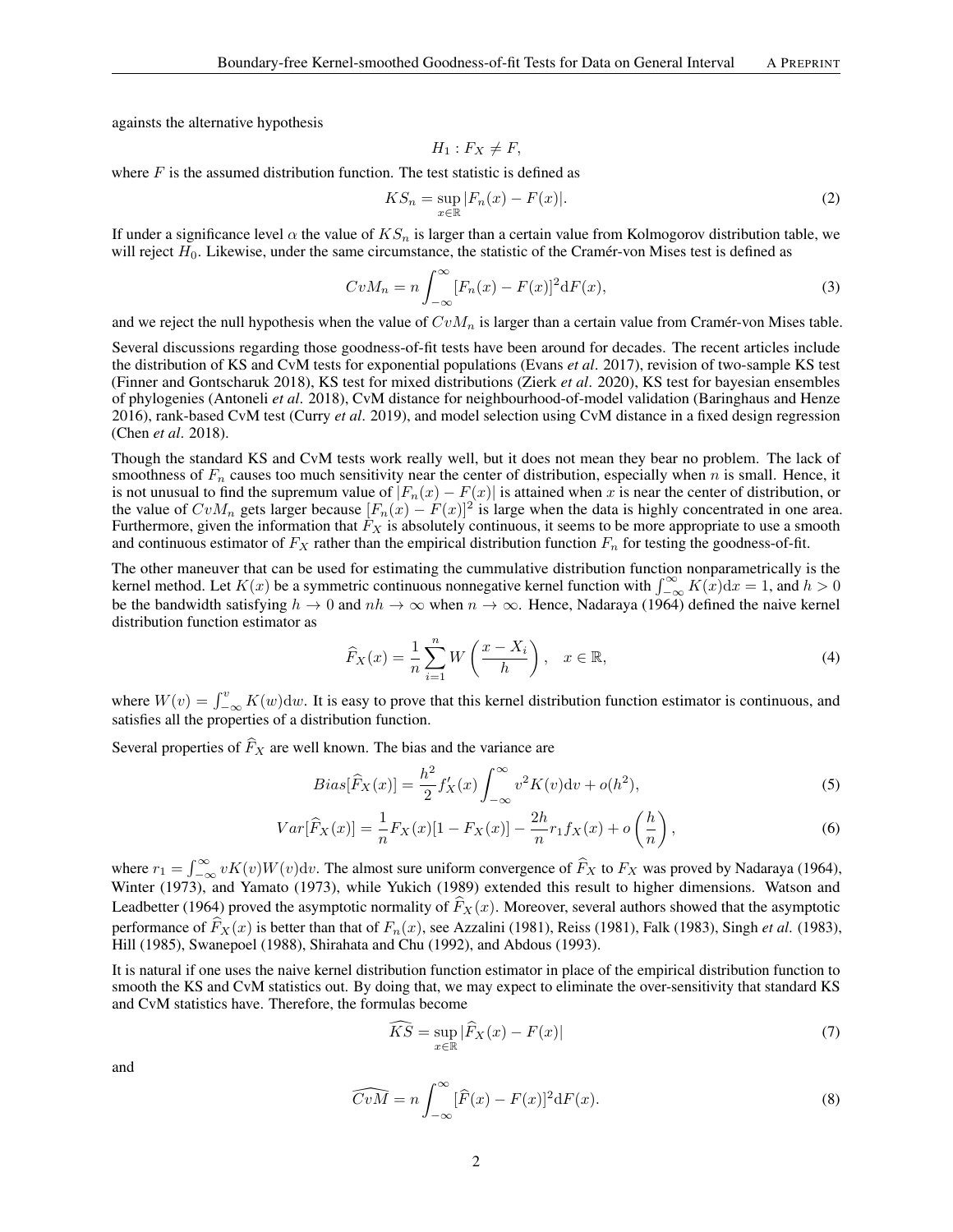againsts the alternative hypothesis

$$H_1 : F_X \neq F,$$

where $F$ is the assumed distribution function. The test statistic is defined as

$$KS_n = \sup_{x\in\mathbb{R}} |F_n(x) - F(x)|. \tag{2}$$

If under a significance level $\alpha$ the value of $KS_n$ is larger than a certain value from Kolmogorov distribution table, we will reject $H_0$. Likewise, under the same circumstance, the statistic of the Cramér-von Mises test is defined as

$$CvM_n = n\int_{-\infty}^{\infty} [F_n(x) - F(x)]^2 \mathrm{d}F(x), \tag{3}$$

and we reject the null hypothesis when the value of $CvM_n$ is larger than a certain value from Cramér-von Mises table.

Several discussions regarding those goodness-of-fit tests have been around for decades. The recent articles include the distribution of KS and CvM tests for exponential populations (Evans *et al*. 2017), revision of two-sample KS test (Finner and Gontscharuk 2018), KS test for mixed distributions (Zierk *et al*. 2020), KS test for bayesian ensembles of phylogenies (Antoneli *et al*. 2018), CvM distance for neighbourhood-of-model validation (Baringhaus and Henze 2016), rank-based CvM test (Curry *et al*. 2019), and model selection using CvM distance in a fixed design regression (Chen *et al*. 2018).

Though the standard KS and CvM tests work really well, but it does not mean they bear no problem. The lack of smoothness of $F_n$ causes too much sensitivity near the center of distribution, especially when $n$ is small. Hence, it is not unusual to find the supremum value of $|F_n(x) - F(x)|$ is attained when $x$ is near the center of distribution, or the value of $CvM_n$ gets larger because $[F_n(x) - F(x)]^2$ is large when the data is highly concentrated in one area. Furthermore, given the information that $F_X$ is absolutely continuous, it seems to be more appropriate to use a smooth and continuous estimator of $F_X$ rather than the empirical distribution function $F_n$ for testing the goodness-of-fit.

The other maneuver that can be used for estimating the cummulative distribution function nonparametrically is the kernel method. Let $K(x)$ be a symmetric continuous nonnegative kernel function with $\int_{-\infty}^{\infty} K(x)\mathrm{d}x = 1$, and $h > 0$ be the bandwidth satisfying $h \to 0$ and $nh \to \infty$ when $n \to \infty$. Hence, Nadaraya (1964) defined the naive kernel distribution function estimator as

$$\widehat{F}_X(x) = \frac{1}{n}\sum_{i=1}^{n} W\left(\frac{x - X_i}{h}\right), \quad x \in \mathbb{R}, \tag{4}$$

where $W(v) = \int_{-\infty}^{v} K(w)\mathrm{d}w$. It is easy to prove that this kernel distribution function estimator is continuous, and satisfies all the properties of a distribution function.

Several properties of $\widehat{F}_X$ are well known. The bias and the variance are

$$Bias[\widehat{F}_X(x)] = \frac{h^2}{2} f_X'(x)\int_{-\infty}^{\infty} v^2 K(v)\mathrm{d}v + o(h^2), \tag{5}$$

$$Var[\widehat{F}_X(x)] = \frac{1}{n}F_X(x)[1 - F_X(x)] - \frac{2h}{n} r_1 f_X(x) + o\left(\frac{h}{n}\right), \tag{6}$$

where $r_1 = \int_{-\infty}^{\infty} vK(v)W(v)\mathrm{d}v$. The almost sure uniform convergence of $\widehat{F}_X$ to $F_X$ was proved by Nadaraya (1964), Winter (1973), and Yamato (1973), while Yukich (1989) extended this result to higher dimensions. Watson and Leadbetter (1964) proved the asymptotic normality of $\widehat{F}_X(x)$. Moreover, several authors showed that the asymptotic performance of $\widehat{F}_X(x)$ is better than that of $F_n(x)$, see Azzalini (1981), Reiss (1981), Falk (1983), Singh *et al*. (1983), Hill (1985), Swanepoel (1988), Shirahata and Chu (1992), and Abdous (1993).

It is natural if one uses the naive kernel distribution function estimator in place of the empirical distribution function to smooth the KS and CvM statistics out. By doing that, we may expect to eliminate the over-sensitivity that standard KS and CvM statistics have. Therefore, the formulas become

$$\widehat{KS} = \sup_{x\in\mathbb{R}} |\widehat{F}_X(x) - F(x)| \tag{7}$$

and

$$\widehat{CvM} = n\int_{-\infty}^{\infty} [\widehat{F}(x) - F(x)]^2 \mathrm{d}F(x). \tag{8}$$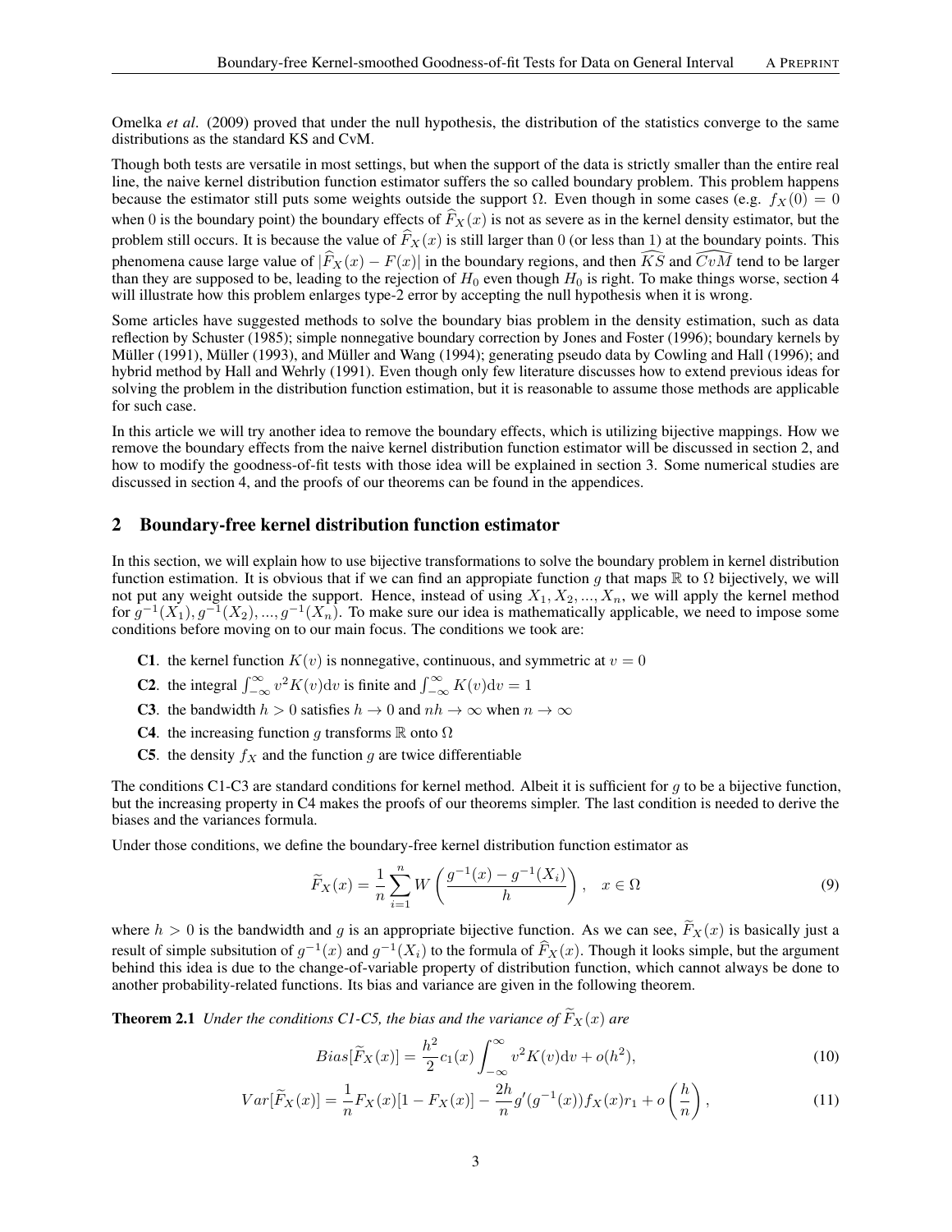Omelka *et al*. (2009) proved that under the null hypothesis, the distribution of the statistics converge to the same distributions as the standard KS and CvM.

Though both tests are versatile in most settings, but when the support of the data is strictly smaller than the entire real line, the naive kernel distribution function estimator suffers the so called boundary problem. This problem happens because the estimator still puts some weights outside the support $\Omega$. Even though in some cases (e.g. $f_X(0) = 0$ when 0 is the boundary point) the boundary effects of $\widehat{F}_X(x)$ is not as severe as in the kernel density estimator, but the problem still occurs. It is because the value of $\widehat{F}_X(x)$ is still larger than 0 (or less than 1) at the boundary points. This phenomena cause large value of $|\widehat{F}_X(x) - F(x)|$ in the boundary regions, and then $\widehat{KS}$ and $\widehat{CvM}$ tend to be larger than they are supposed to be, leading to the rejection of $H_0$ even though $H_0$ is right. To make things worse, section 4 will illustrate how this problem enlarges type-2 error by accepting the null hypothesis when it is wrong.

Some articles have suggested methods to solve the boundary bias problem in the density estimation, such as data reflection by Schuster (1985); simple nonnegative boundary correction by Jones and Foster (1996); boundary kernels by Müller (1991), Müller (1993), and Müller and Wang (1994); generating pseudo data by Cowling and Hall (1996); and hybrid method by Hall and Wehrly (1991). Even though only few literature discusses how to extend previous ideas for solving the problem in the distribution function estimation, but it is reasonable to assume those methods are applicable for such case.

In this article we will try another idea to remove the boundary effects, which is utilizing bijective mappings. How we remove the boundary effects from the naive kernel distribution function estimator will be discussed in section 2, and how to modify the goodness-of-fit tests with those idea will be explained in section 3. Some numerical studies are discussed in section 4, and the proofs of our theorems can be found in the appendices.

## 2 Boundary-free kernel distribution function estimator

In this section, we will explain how to use bijective transformations to solve the boundary problem in kernel distribution function estimation. It is obvious that if we can find an appropiate function $g$ that maps $\mathbb{R}$ to $\Omega$ bijectively, we will not put any weight outside the support. Hence, instead of using $X_1, X_2, ..., X_n$, we will apply the kernel method for $g^{-1}(X_1), g^{-1}(X_2), ..., g^{-1}(X_n)$. To make sure our idea is mathematically applicable, we need to impose some conditions before moving on to our main focus. The conditions we took are:

- **C1**. the kernel function $K(v)$ is nonnegative, continuous, and symmetric at $v = 0$
- **C2**. the integral $\int_{-\infty}^{\infty} v^2 K(v)\mathrm{d}v$ is finite and $\int_{-\infty}^{\infty} K(v)\mathrm{d}v = 1$
- **C3**. the bandwidth $h > 0$ satisfies $h \to 0$ and $nh \to \infty$ when $n \to \infty$
- **C4**. the increasing function $g$ transforms $\mathbb{R}$ onto $\Omega$
- **C5**. the density $f_X$ and the function $g$ are twice differentiable

The conditions C1-C3 are standard conditions for kernel method. Albeit it is sufficient for $g$ to be a bijective function, but the increasing property in C4 makes the proofs of our theorems simpler. The last condition is needed to derive the biases and the variances formula.

Under those conditions, we define the boundary-free kernel distribution function estimator as

$$\widetilde{F}_X(x) = \frac{1}{n}\sum_{i=1}^{n} W\left(\frac{g^{-1}(x) - g^{-1}(X_i)}{h}\right), \quad x \in \Omega \tag{9}$$

where $h > 0$ is the bandwidth and $g$ is an appropriate bijective function. As we can see, $\widetilde{F}_X(x)$ is basically just a result of simple subsitution of $g^{-1}(x)$ and $g^{-1}(X_i)$ to the formula of $\widehat{F}_X(x)$. Though it looks simple, but the argument behind this idea is due to the change-of-variable property of distribution function, which cannot always be done to another probability-related functions. Its bias and variance are given in the following theorem.

**Theorem 2.1** *Under the conditions C1-C5, the bias and the variance of $\widetilde{F}_X(x)$ are*

$$Bias[\widetilde{F}_X(x)] = \frac{h^2}{2}c_1(x)\int_{-\infty}^{\infty} v^2 K(v)\mathrm{d}v + o(h^2), \tag{10}$$

$$Var[\widetilde{F}_X(x)] = \frac{1}{n}F_X(x)[1 - F_X(x)] - \frac{2h}{n}g'(g^{-1}(x))f_X(x)r_1 + o\left(\frac{h}{n}\right), \tag{11}$$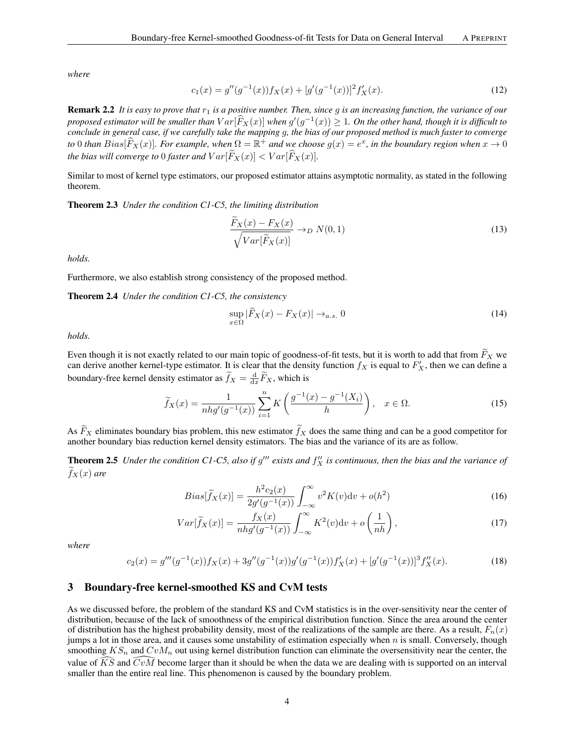*where*

$$c_1(x) = g''(g^{-1}(x))f_X(x) + [g'(g^{-1}(x))]^2 f_X'(x). \tag{12}$$

**Remark 2.2** *It is easy to prove that $r_1$ is a positive number. Then, since $g$ is an increasing function, the variance of our proposed estimator will be smaller than $Var[\widehat{F}_X(x)]$ when $g'(g^{-1}(x)) \geq 1$. On the other hand, though it is difficult to conclude in general case, if we carefully take the mapping $g$, the bias of our proposed method is much faster to converge to 0 than $Bias[\widehat{F}_X(x)]$. For example, when $\Omega = \mathbb{R}^+$ and we choose $g(x) = e^x$, in the boundary region when $x \to 0$ the bias will converge to 0 faster and $Var[\widetilde{F}_X(x)] < Var[\widehat{F}_X(x)]$.*

Similar to most of kernel type estimators, our proposed estimator attains asymptotic normality, as stated in the following theorem.

**Theorem 2.3** *Under the condition C1-C5, the limiting distribution*

$$\frac{\widetilde{F}_X(x) - F_X(x)}{\sqrt{Var[\widetilde{F}_X(x)]}} \to_D N(0,1) \tag{13}$$

*holds.*

Furthermore, we also establish strong consistency of the proposed method.

**Theorem 2.4** *Under the condition C1-C5, the consistency*

$$\sup_{x \in \Omega} |\widetilde{F}_X(x) - F_X(x)| \to_{a.s.} 0 \tag{14}$$

*holds.*

Even though it is not exactly related to our main topic of goodness-of-fit tests, but it is worth to add that from $\widetilde{F}_X$ we can derive another kernel-type estimator. It is clear that the density function $f_X$ is equal to $F_X'$, then we can define a boundary-free kernel density estimator as $\widetilde{f}_X = \frac{\mathrm{d}}{\mathrm{d}x}\widetilde{F}_X$, which is

$$\widetilde{f}_X(x) = \frac{1}{nhg'(g^{-1}(x))} \sum_{i=1}^{n} K\left(\frac{g^{-1}(x) - g^{-1}(X_i)}{h}\right), \quad x \in \Omega. \tag{15}$$

As $\widetilde{F}_X$ eliminates boundary bias problem, this new estimator $\widetilde{f}_X$ does the same thing and can be a good competitor for another boundary bias reduction kernel density estimators. The bias and the variance of its are as follow.

**Theorem 2.5** *Under the condition C1-C5, also if $g'''$ exists and $f_X''$ is continuous, then the bias and the variance of $\widetilde{f}_X(x)$ are*

$$Bias[\widetilde{f}_X(x)] = \frac{h^2 c_2(x)}{2g'(g^{-1}(x))} \int_{-\infty}^{\infty} v^2 K(v) \mathrm{d}v + o(h^2) \tag{16}$$

$$Var[\widetilde{f}_X(x)] = \frac{f_X(x)}{nhg'(g^{-1}(x))} \int_{-\infty}^{\infty} K^2(v) \mathrm{d}v + o\left(\frac{1}{nh}\right), \tag{17}$$

*where*

$$c_2(x) = g'''(g^{-1}(x))f_X(x) + 3g''(g^{-1}(x))g'(g^{-1}(x))f_X'(x) + [g'(g^{-1}(x))]^3 f_X''(x). \tag{18}$$

## 3 Boundary-free kernel-smoothed KS and CvM tests

As we discussed before, the problem of the standard KS and CvM statistics is in the over-sensitivity near the center of distribution, because of the lack of smoothness of the empirical distribution function. Since the area around the center of distribution has the highest probability density, most of the realizations of the sample are there. As a result, $F_n(x)$ jumps a lot in those area, and it causes some unstability of estimation especially when $n$ is small. Conversely, though smoothing $KS_n$ and $CvM_n$ out using kernel distribution function can eliminate the oversensitivity near the center, the value of $\widehat{KS}$ and $\widehat{CvM}$ become larger than it should be when the data we are dealing with is supported on an interval smaller than the entire real line. This phenomenon is caused by the boundary problem.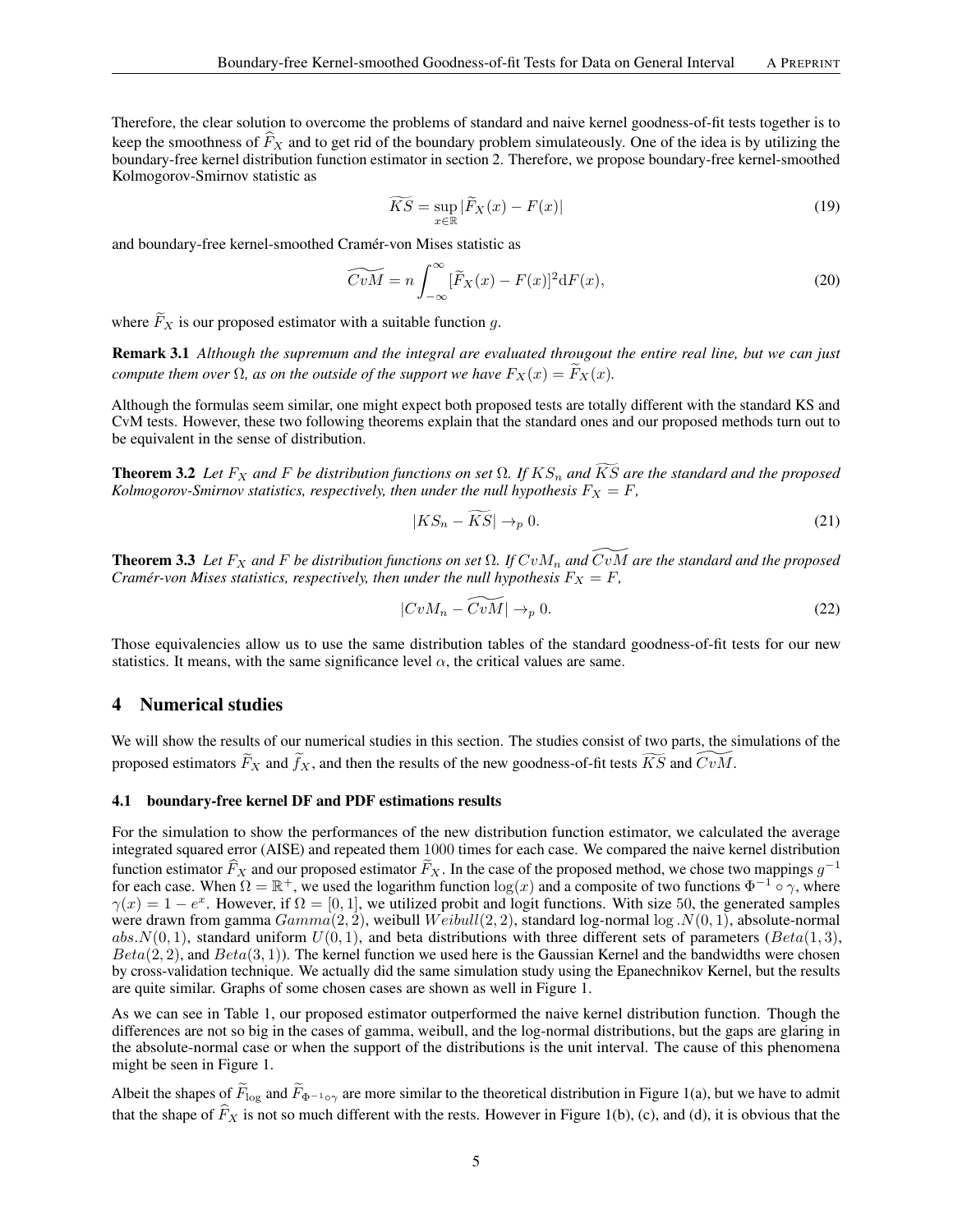Therefore, the clear solution to overcome the problems of standard and naive kernel goodness-of-fit tests together is to keep the smoothness of $\widehat{F}_X$ and to get rid of the boundary problem simulateously. One of the idea is by utilizing the boundary-free kernel distribution function estimator in section 2. Therefore, we propose boundary-free kernel-smoothed Kolmogorov-Smirnov statistic as

$$\widetilde{KS} = \sup_{x \in \mathbb{R}} |\widetilde{F}_X(x) - F(x)| \tag{19}$$

and boundary-free kernel-smoothed Cramér-von Mises statistic as

$$\widetilde{CvM} = n \int_{-\infty}^{\infty} [\widetilde{F}_X(x) - F(x)]^2 \mathrm{d}F(x), \tag{20}$$

where $\widetilde{F}_X$ is our proposed estimator with a suitable function $g$.

**Remark 3.1** *Although the supremum and the integral are evaluated througout the entire real line, but we can just compute them over $\Omega$, as on the outside of the support we have $F_X(x) = \widetilde{F}_X(x)$.*

Although the formulas seem similar, one might expect both proposed tests are totally different with the standard KS and CvM tests. However, these two following theorems explain that the standard ones and our proposed methods turn out to be equivalent in the sense of distribution.

**Theorem 3.2** *Let $F_X$ and $F$ be distribution functions on set $\Omega$. If $KS_n$ and $\widetilde{KS}$ are the standard and the proposed Kolmogorov-Smirnov statistics, respectively, then under the null hypothesis $F_X = F$,*

$$|KS_n - \widetilde{KS}| \to_p 0. \tag{21}$$

**Theorem 3.3** *Let $F_X$ and $F$ be distribution functions on set $\Omega$. If $CvM_n$ and $\widetilde{CvM}$ are the standard and the proposed Cramér-von Mises statistics, respectively, then under the null hypothesis $F_X = F$,*

$$|CvM_n - \widetilde{CvM}| \to_p 0. \tag{22}$$

Those equivalencies allow us to use the same distribution tables of the standard goodness-of-fit tests for our new statistics. It means, with the same significance level $\alpha$, the critical values are same.

## 4 Numerical studies

We will show the results of our numerical studies in this section. The studies consist of two parts, the simulations of the proposed estimators $\widetilde{F}_X$ and $\widetilde{f}_X$, and then the results of the new goodness-of-fit tests $\widetilde{KS}$ and $\widetilde{CvM}$.

### 4.1 boundary-free kernel DF and PDF estimations results

For the simulation to show the performances of the new distribution function estimator, we calculated the average integrated squared error (AISE) and repeated them 1000 times for each case. We compared the naive kernel distribution function estimator $\widehat{F}_X$ and our proposed estimator $\widetilde{F}_X$. In the case of the proposed method, we chose two mappings $g^{-1}$ for each case. When $\Omega = \mathbb{R}^+$, we used the logarithm function $\log(x)$ and a composite of two functions $\Phi^{-1} \circ \gamma$, where $\gamma(x) = 1 - e^x$. However, if $\Omega = [0, 1]$, we utilized probit and logit functions. With size 50, the generated samples were drawn from gamma $Gamma(2, 2)$, weibull $Weibull(2, 2)$, standard log-normal $\log .N(0, 1)$, absolute-normal $abs.N(0, 1)$, standard uniform $U(0, 1)$, and beta distributions with three different sets of parameters ($Beta(1, 3)$, $Beta(2, 2)$, and $Beta(3, 1)$). The kernel function we used here is the Gaussian Kernel and the bandwidths were chosen by cross-validation technique. We actually did the same simulation study using the Epanechnikov Kernel, but the results are quite similar. Graphs of some chosen cases are shown as well in Figure 1.

As we can see in Table 1, our proposed estimator outperformed the naive kernel distribution function. Though the differences are not so big in the cases of gamma, weibull, and the log-normal distributions, but the gaps are glaring in the absolute-normal case or when the support of the distributions is the unit interval. The cause of this phenomena might be seen in Figure 1.

Albeit the shapes of $\widetilde{F}_{\log}$ and $\widetilde{F}_{\Phi^{-1} \circ \gamma}$ are more similar to the theoretical distribution in Figure 1(a), but we have to admit that the shape of $\widehat{F}_X$ is not so much different with the rests. However in Figure 1(b), (c), and (d), it is obvious that the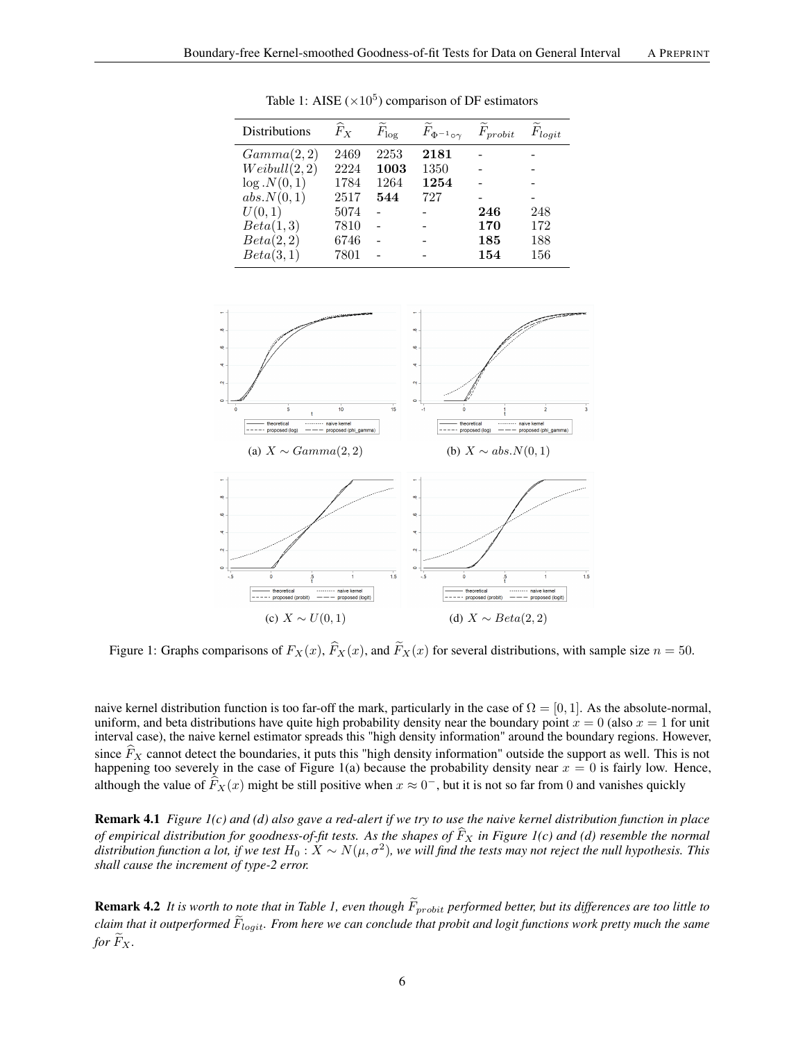Table 1: AISE ($\times 10^5$) comparison of DF estimators

| Distributions | $\widehat{F}_X$ | $\widetilde{F}_{\log}$ | $\widetilde{F}_{\Phi^{-1}\circ\gamma}$ | $\widetilde{F}_{probit}$ | $\widetilde{F}_{logit}$ |
|---|---|---|---|---|---|
| $Gamma(2,2)$ | 2469 | 2253 | **2181** | - | - |
| $Weibull(2,2)$ | 2224 | **1003** | 1350 | - | - |
| $\log.N(0,1)$ | 1784 | 1264 | **1254** | - | - |
| $abs.N(0,1)$ | 2517 | **544** | 727 | - | - |
| $U(0,1)$ | 5074 | - | - | **246** | 248 |
| $Beta(1,3)$ | 7810 | - | - | **170** | 172 |
| $Beta(2,2)$ | 6746 | - | - | **185** | 188 |
| $Beta(3,1)$ | 7801 | - | - | **154** | 156 |

(a) $X \sim Gamma(2,2)$

(b) $X \sim abs.N(0,1)$

(c) $X \sim U(0,1)$

(d) $X \sim Beta(2,2)$

Figure 1: Graphs comparisons of $F_X(x)$, $\widehat{F}_X(x)$, and $\widetilde{F}_X(x)$ for several distributions, with sample size $n = 50$.

naive kernel distribution function is too far-off the mark, particularly in the case of $\Omega = [0,1]$. As the absolute-normal, uniform, and beta distributions have quite high probability density near the boundary point $x = 0$ (also $x = 1$ for unit interval case), the naive kernel estimator spreads this "high density information" around the boundary regions. However, since $\widehat{F}_X$ cannot detect the boundaries, it puts this "high density information" outside the support as well. This is not happening too severely in the case of Figure 1(a) because the probability density near $x = 0$ is fairly low. Hence, although the value of $\widehat{F}_X(x)$ might be still positive when $x \approx 0^-$, but it is not so far from 0 and vanishes quickly

**Remark 4.1** *Figure 1(c) and (d) also gave a red-alert if we try to use the naive kernel distribution function in place of empirical distribution for goodness-of-fit tests. As the shapes of $\widehat{F}_X$ in Figure 1(c) and (d) resemble the normal distribution function a lot, if we test $H_0 : X \sim N(\mu, \sigma^2)$, we will find the tests may not reject the null hypothesis. This shall cause the increment of type-2 error.*

**Remark 4.2** *It is worth to note that in Table 1, even though $\widetilde{F}_{probit}$ performed better, but its differences are too little to claim that it outperformed $\widetilde{F}_{logit}$. From here we can conclude that probit and logit functions work pretty much the same for $\widetilde{F}_X$.*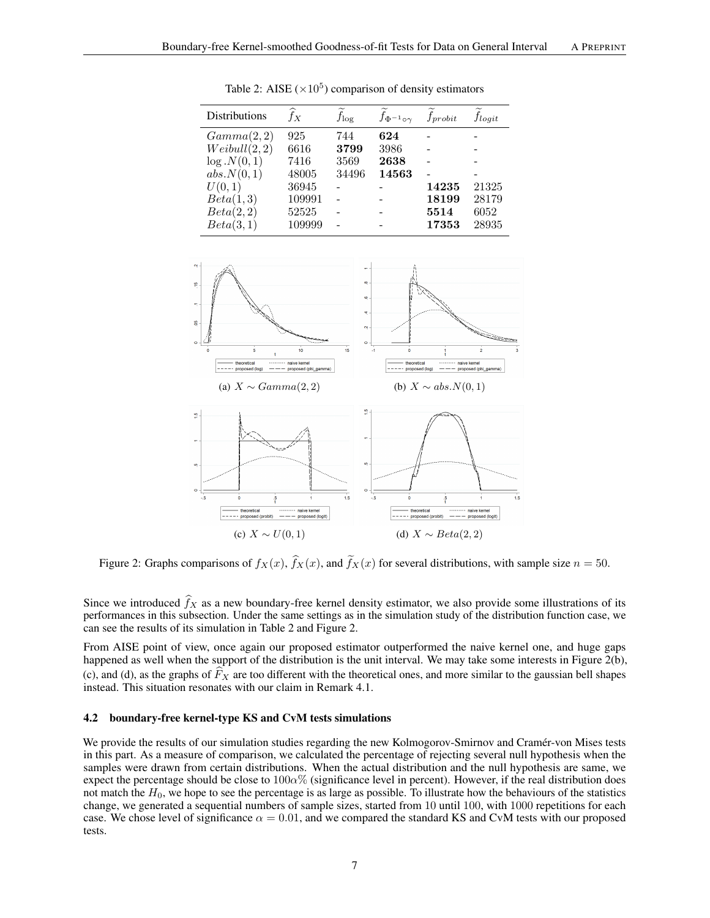Table 2: AISE ($\times 10^5$) comparison of density estimators

| Distributions | $\widehat{f}_X$ | $\widetilde{f}_{\log}$ | $\widetilde{f}_{\Phi^{-1}\circ\gamma}$ | $\widetilde{f}_{probit}$ | $\widetilde{f}_{logit}$ |
|---|---|---|---|---|---|
| $Gamma(2,2)$ | 925 | 744 | **624** | - | - |
| $Weibull(2,2)$ | 6616 | **3799** | 3986 | - | - |
| $\log.N(0,1)$ | 7416 | 3569 | **2638** | - | - |
| $abs.N(0,1)$ | 48005 | 34496 | **14563** | - | - |
| $U(0,1)$ | 36945 | - | - | **14235** | 21325 |
| $Beta(1,3)$ | 109991 | - | - | **18199** | 28179 |
| $Beta(2,2)$ | 52525 | - | - | **5514** | 6052 |
| $Beta(3,1)$ | 109999 | - | - | **17353** | 28935 |

(a) $X \sim Gamma(2,2)$

(b) $X \sim abs.N(0,1)$

(c) $X \sim U(0,1)$

(d) $X \sim Beta(2,2)$

Figure 2: Graphs comparisons of $f_X(x)$, $\widehat{f}_X(x)$, and $\widetilde{f}_X(x)$ for several distributions, with sample size $n = 50$.

Since we introduced $\widehat{f}_X$ as a new boundary-free kernel density estimator, we also provide some illustrations of its performances in this subsection. Under the same settings as in the simulation study of the distribution function case, we can see the results of its simulation in Table 2 and Figure 2.

From AISE point of view, once again our proposed estimator outperformed the naive kernel one, and huge gaps happened as well when the support of the distribution is the unit interval. We may take some interests in Figure 2(b), (c), and (d), as the graphs of $\widehat{F}_X$ are too different with the theoretical ones, and more similar to the gaussian bell shapes instead. This situation resonates with our claim in Remark 4.1.

### 4.2 boundary-free kernel-type KS and CvM tests simulations

We provide the results of our simulation studies regarding the new Kolmogorov-Smirnov and Cramér-von Mises tests in this part. As a measure of comparison, we calculated the percentage of rejecting several null hypothesis when the samples were drawn from certain distributions. When the actual distribution and the null hypothesis are same, we expect the percentage should be close to $100\alpha\%$ (significance level in percent). However, if the real distribution does not match the $H_0$, we hope to see the percentage is as large as possible. To illustrate how the behaviours of the statistics change, we generated a sequential numbers of sample sizes, started from 10 until 100, with 1000 repetitions for each case. We chose level of significance $\alpha = 0.01$, and we compared the standard KS and CvM tests with our proposed tests.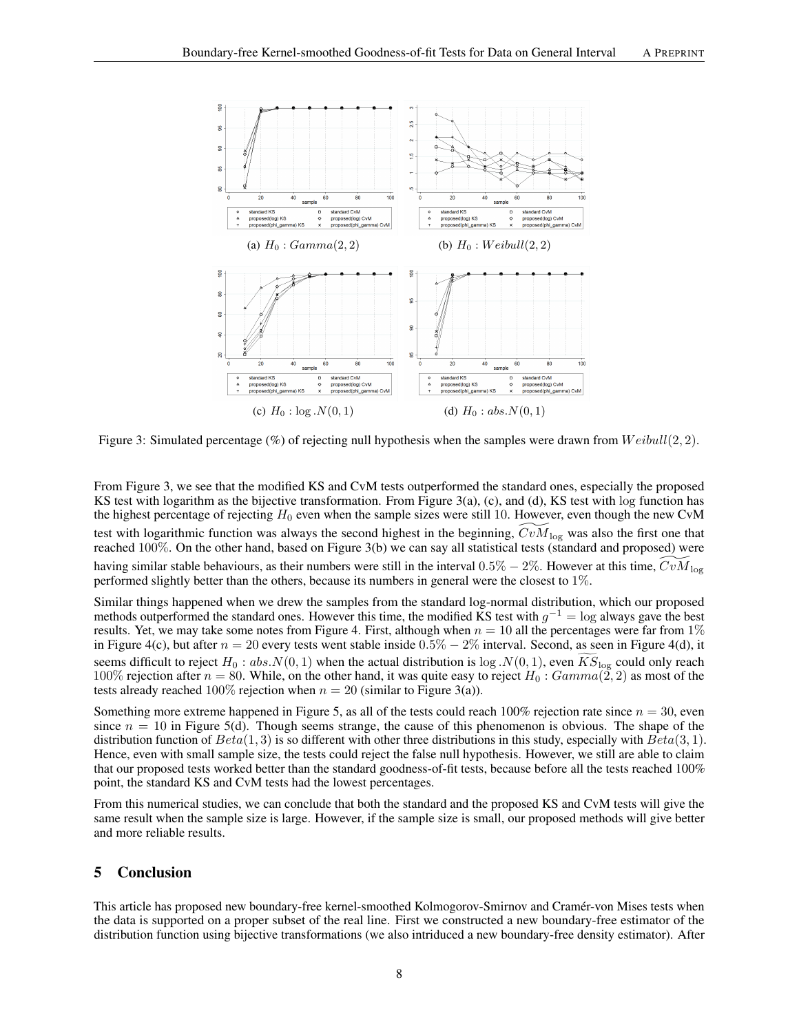(a) $H_0 : Gamma(2, 2)$

(b) $H_0 : Weibull(2, 2)$

(c) $H_0 : \log.N(0, 1)$

(d) $H_0 : abs.N(0, 1)$

Figure 3: Simulated percentage (%) of rejecting null hypothesis when the samples were drawn from $Weibull(2, 2)$.

From Figure 3, we see that the modified KS and CvM tests outperformed the standard ones, especially the proposed KS test with logarithm as the bijective transformation. From Figure 3(a), (c), and (d), KS test with $\log$ function has the highest percentage of rejecting $H_0$ even when the sample sizes were still 10. However, even though the new CvM test with logarithmic function was always the second highest in the beginning, $\widetilde{CvM}_{\log}$ was also the first one that reached $100\%$. On the other hand, based on Figure 3(b) we can say all statistical tests (standard and proposed) were having similar stable behaviours, as their numbers were still in the interval $0.5\% - 2\%$. However at this time, $\widetilde{CvM}_{\log}$ performed slightly better than the others, because its numbers in general were the closest to $1\%$.

Similar things happened when we drew the samples from the standard log-normal distribution, which our proposed methods outperformed the standard ones. However this time, the modified KS test with $g^{-1} = \log$ always gave the best results. Yet, we may take some notes from Figure 4. First, although when $n = 10$ all the percentages were far from $1\%$ in Figure 4(c), but after $n = 20$ every tests went stable inside $0.5\% - 2\%$ interval. Second, as seen in Figure 4(d), it seems difficult to reject $H_0 : abs.N(0, 1)$ when the actual distribution is $\log.N(0, 1)$, even $\widetilde{KS}_{\log}$ could only reach $100\%$ rejection after $n = 80$. While, on the other hand, it was quite easy to reject $H_0 : Gamma(2, 2)$ as most of the tests already reached $100\%$ rejection when $n = 20$ (similar to Figure 3(a)).

Something more extreme happened in Figure 5, as all of the tests could reach 100% rejection rate since $n = 30$, even since $n = 10$ in Figure 5(d). Though seems strange, the cause of this phenomenon is obvious. The shape of the distribution function of $Beta(1, 3)$ is so different with other three distributions in this study, especially with $Beta(3, 1)$. Hence, even with small sample size, the tests could reject the false null hypothesis. However, we still are able to claim that our proposed tests worked better than the standard goodness-of-fit tests, because before all the tests reached 100% point, the standard KS and CvM tests had the lowest percentages.

From this numerical studies, we can conclude that both the standard and the proposed KS and CvM tests will give the same result when the sample size is large. However, if the sample size is small, our proposed methods will give better and more reliable results.

## 5 Conclusion

This article has proposed new boundary-free kernel-smoothed Kolmogorov-Smirnov and Cramér-von Mises tests when the data is supported on a proper subset of the real line. First we constructed a new boundary-free estimator of the distribution function using bijective transformations (we also intriduced a new boundary-free density estimator). After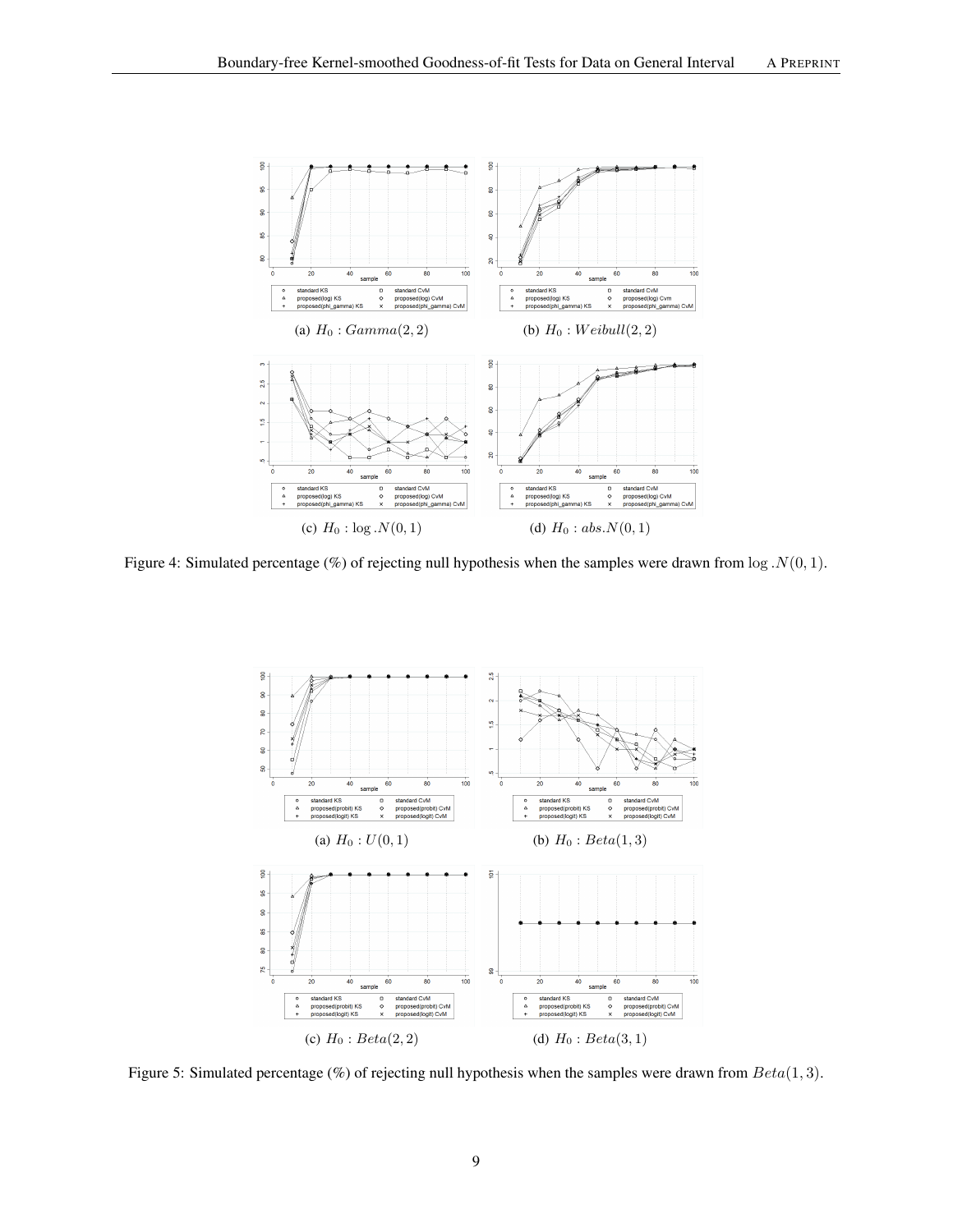(a) $H_0 : Gamma(2, 2)$

(b) $H_0 : Weibull(2, 2)$

(c) $H_0 : \log .N(0, 1)$

(d) $H_0 : abs.N(0, 1)$

Figure 4: Simulated percentage (%) of rejecting null hypothesis when the samples were drawn from $\log .N(0, 1)$.

(a) $H_0 : U(0, 1)$

(b) $H_0 : Beta(1, 3)$

(c) $H_0 : Beta(2, 2)$

(d) $H_0 : Beta(3, 1)$

Figure 5: Simulated percentage (%) of rejecting null hypothesis when the samples were drawn from $Beta(1, 3)$.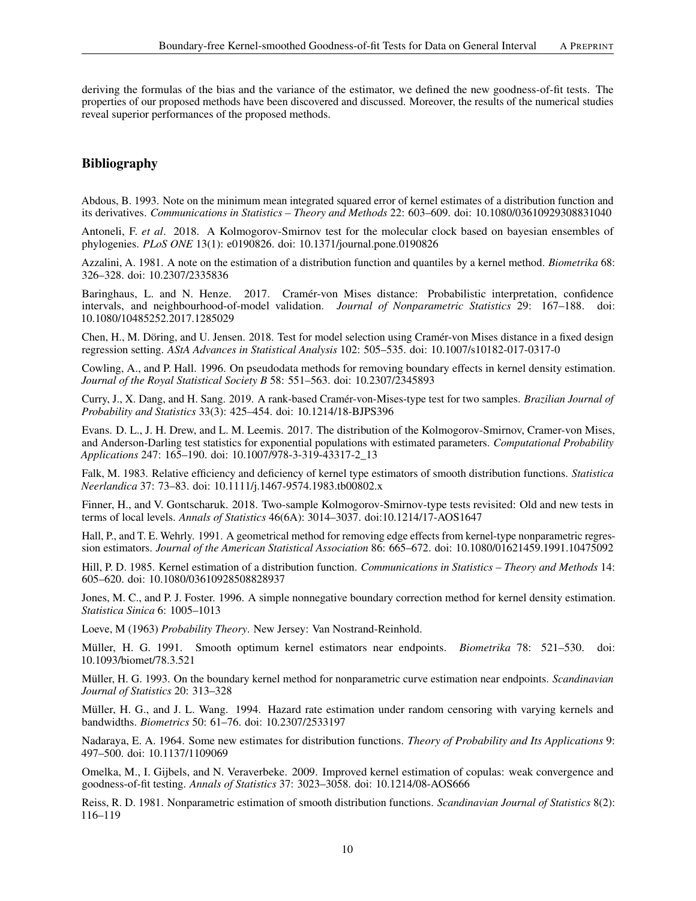deriving the formulas of the bias and the variance of the estimator, we defined the new goodness-of-fit tests. The properties of our proposed methods have been discovered and discussed. Moreover, the results of the numerical studies reveal superior performances of the proposed methods.

## Bibliography

Abdous, B. 1993. Note on the minimum mean integrated squared error of kernel estimates of a distribution function and its derivatives. *Communications in Statistics – Theory and Methods* 22: 603–609. doi: 10.1080/03610929308831040

Antoneli, F. *et al*. 2018. A Kolmogorov-Smirnov test for the molecular clock based on bayesian ensembles of phylogenies. *PLoS ONE* 13(1): e0190826. doi: 10.1371/journal.pone.0190826

Azzalini, A. 1981. A note on the estimation of a distribution function and quantiles by a kernel method. *Biometrika* 68: 326–328. doi: 10.2307/2335836

Baringhaus, L. and N. Henze. 2017. Cramér-von Mises distance: Probabilistic interpretation, confidence intervals, and neighbourhood-of-model validation. *Journal of Nonparametric Statistics* 29: 167–188. doi: 10.1080/10485252.2017.1285029

Chen, H., M. Döring, and U. Jensen. 2018. Test for model selection using Cramér-von Mises distance in a fixed design regression setting. *AStA Advances in Statistical Analysis* 102: 505–535. doi: 10.1007/s10182-017-0317-0

Cowling, A., and P. Hall. 1996. On pseudodata methods for removing boundary effects in kernel density estimation. *Journal of the Royal Statistical Society B* 58: 551–563. doi: 10.2307/2345893

Curry, J., X. Dang, and H. Sang. 2019. A rank-based Cramér-von-Mises-type test for two samples. *Brazilian Journal of Probability and Statistics* 33(3): 425–454. doi: 10.1214/18-BJPS396

Evans. D. L., J. H. Drew, and L. M. Leemis. 2017. The distribution of the Kolmogorov-Smirnov, Cramer-von Mises, and Anderson-Darling test statistics for exponential populations with estimated parameters. *Computational Probability Applications* 247: 165–190. doi: 10.1007/978-3-319-43317-2_13

Falk, M. 1983. Relative efficiency and deficiency of kernel type estimators of smooth distribution functions. *Statistica Neerlandica* 37: 73–83. doi: 10.1111/j.1467-9574.1983.tb00802.x

Finner, H., and V. Gontscharuk. 2018. Two-sample Kolmogorov-Smirnov-type tests revisited: Old and new tests in terms of local levels. *Annals of Statistics* 46(6A): 3014–3037. doi:10.1214/17-AOS1647

Hall, P., and T. E. Wehrly. 1991. A geometrical method for removing edge effects from kernel-type nonparametric regression estimators. *Journal of the American Statistical Association* 86: 665–672. doi: 10.1080/01621459.1991.10475092

Hill, P. D. 1985. Kernel estimation of a distribution function. *Communications in Statistics – Theory and Methods* 14: 605–620. doi: 10.1080/03610928508828937

Jones, M. C., and P. J. Foster. 1996. A simple nonnegative boundary correction method for kernel density estimation. *Statistica Sinica* 6: 1005–1013

Loeve, M (1963) *Probability Theory*. New Jersey: Van Nostrand-Reinhold.

Müller, H. G. 1991. Smooth optimum kernel estimators near endpoints. *Biometrika* 78: 521–530. doi: 10.1093/biomet/78.3.521

Müller, H. G. 1993. On the boundary kernel method for nonparametric curve estimation near endpoints. *Scandinavian Journal of Statistics* 20: 313–328

Müller, H. G., and J. L. Wang. 1994. Hazard rate estimation under random censoring with varying kernels and bandwidths. *Biometrics* 50: 61–76. doi: 10.2307/2533197

Nadaraya, E. A. 1964. Some new estimates for distribution functions. *Theory of Probability and Its Applications* 9: 497–500. doi: 10.1137/1109069

Omelka, M., I. Gijbels, and N. Veraverbeke. 2009. Improved kernel estimation of copulas: weak convergence and goodness-of-fit testing. *Annals of Statistics* 37: 3023–3058. doi: 10.1214/08-AOS666

Reiss, R. D. 1981. Nonparametric estimation of smooth distribution functions. *Scandinavian Journal of Statistics* 8(2): 116–119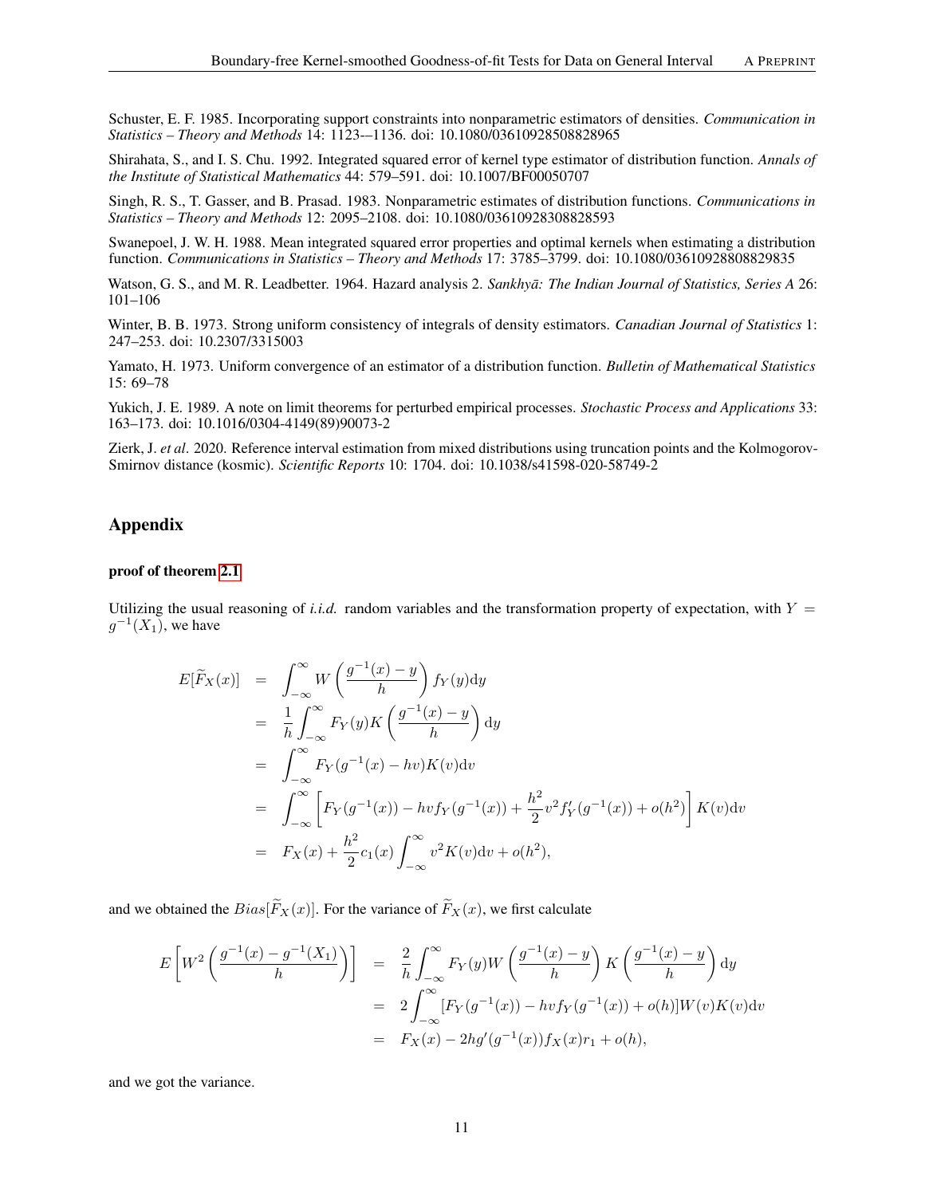Schuster, E. F. 1985. Incorporating support constraints into nonparametric estimators of densities. *Communication in Statistics – Theory and Methods* 14: 1123-–1136. doi: 10.1080/03610928508828965

Shirahata, S., and I. S. Chu. 1992. Integrated squared error of kernel type estimator of distribution function. *Annals of the Institute of Statistical Mathematics* 44: 579–591. doi: 10.1007/BF00050707

Singh, R. S., T. Gasser, and B. Prasad. 1983. Nonparametric estimates of distribution functions. *Communications in Statistics – Theory and Methods* 12: 2095–2108. doi: 10.1080/03610928308828593

Swanepoel, J. W. H. 1988. Mean integrated squared error properties and optimal kernels when estimating a distribution function. *Communications in Statistics – Theory and Methods* 17: 3785–3799. doi: 10.1080/03610928808829835

Watson, G. S., and M. R. Leadbetter. 1964. Hazard analysis 2. *Sankhyā: The Indian Journal of Statistics, Series A* 26: 101–106

Winter, B. B. 1973. Strong uniform consistency of integrals of density estimators. *Canadian Journal of Statistics* 1: 247–253. doi: 10.2307/3315003

Yamato, H. 1973. Uniform convergence of an estimator of a distribution function. *Bulletin of Mathematical Statistics* 15: 69–78

Yukich, J. E. 1989. A note on limit theorems for perturbed empirical processes. *Stochastic Process and Applications* 33: 163–173. doi: 10.1016/0304-4149(89)90073-2

Zierk, J. *et al*. 2020. Reference interval estimation from mixed distributions using truncation points and the Kolmogorov-Smirnov distance (kosmic). *Scientific Reports* 10: 1704. doi: 10.1038/s41598-020-58749-2

## Appendix

**proof of theorem 2.1**

Utilizing the usual reasoning of *i.i.d.* random variables and the transformation property of expectation, with $Y = g^{-1}(X_1)$, we have

$$
\begin{aligned}
E[\widetilde{F}_X(x)] &= \int_{-\infty}^{\infty} W\left(\frac{g^{-1}(x)-y}{h}\right) f_Y(y)\mathrm{d}y \\
&= \frac{1}{h}\int_{-\infty}^{\infty} F_Y(y) K\left(\frac{g^{-1}(x)-y}{h}\right)\mathrm{d}y \\
&= \int_{-\infty}^{\infty} F_Y(g^{-1}(x)-hv)K(v)\mathrm{d}v \\
&= \int_{-\infty}^{\infty} \left[F_Y(g^{-1}(x)) - hvf_Y(g^{-1}(x)) + \frac{h^2}{2}v^2 f_Y'(g^{-1}(x)) + o(h^2)\right] K(v)\mathrm{d}v \\
&= F_X(x) + \frac{h^2}{2}c_1(x)\int_{-\infty}^{\infty} v^2 K(v)\mathrm{d}v + o(h^2),
\end{aligned}
$$

and we obtained the $Bias[\widetilde{F}_X(x)]$. For the variance of $\widetilde{F}_X(x)$, we first calculate

$$
\begin{aligned}
E\left[W^2\left(\frac{g^{-1}(x)-g^{-1}(X_1)}{h}\right)\right] &= \frac{2}{h}\int_{-\infty}^{\infty} F_Y(y) W\left(\frac{g^{-1}(x)-y}{h}\right) K\left(\frac{g^{-1}(x)-y}{h}\right)\mathrm{d}y \\
&= 2\int_{-\infty}^{\infty} [F_Y(g^{-1}(x)) - hvf_Y(g^{-1}(x)) + o(h)] W(v)K(v)\mathrm{d}v \\
&= F_X(x) - 2hg'(g^{-1}(x))f_X(x)r_1 + o(h),
\end{aligned}
$$

and we got the variance.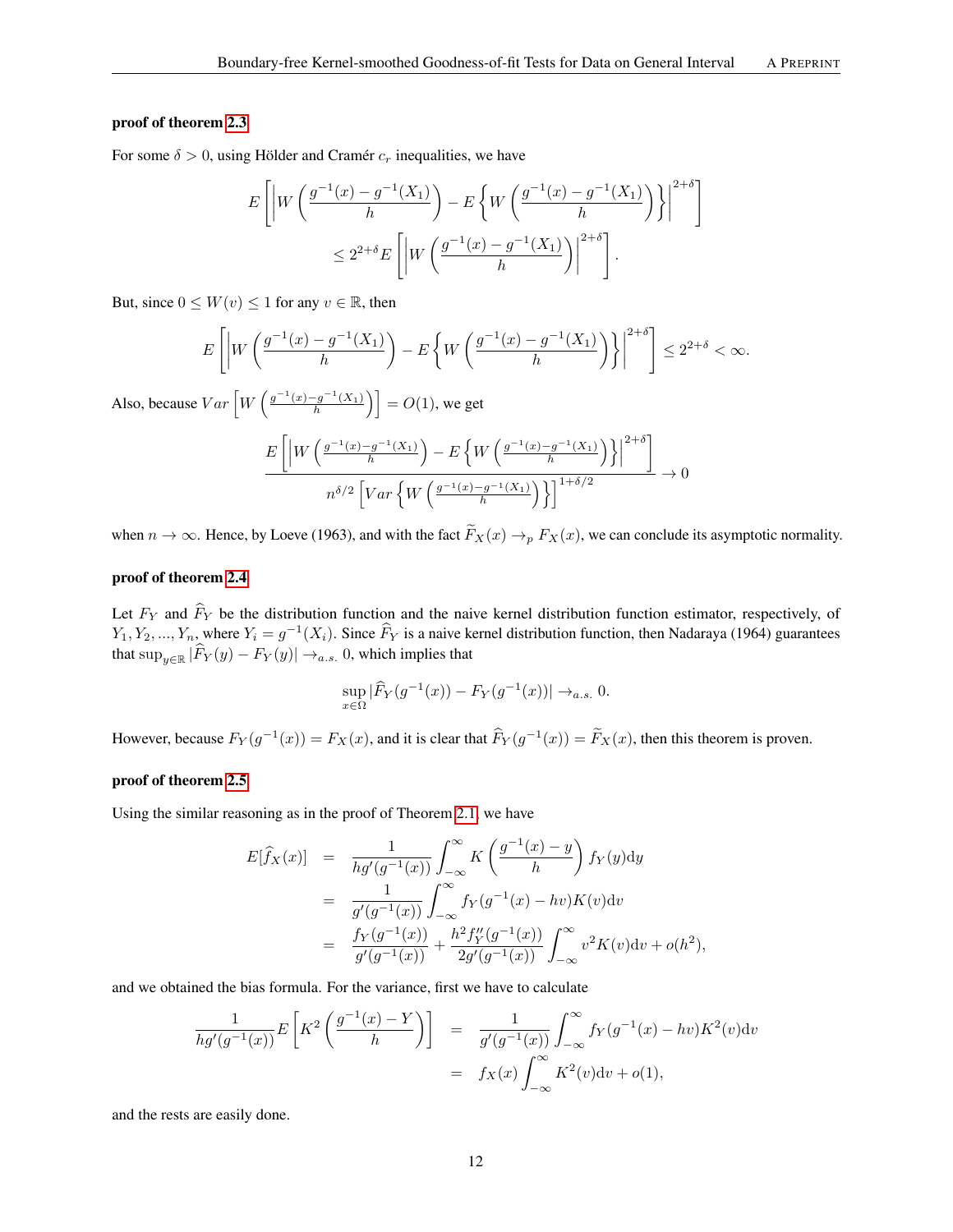**proof of theorem 2.3**

For some $\delta > 0$, using Hölder and Cramér $c_r$ inequalities, we have

$$
\begin{aligned}
E\left[\left|W\left(\frac{g^{-1}(x) - g^{-1}(X_1)}{h}\right) - E\left\{W\left(\frac{g^{-1}(x) - g^{-1}(X_1)}{h}\right)\right\}\right|^{2+\delta}\right] \\
\leq 2^{2+\delta} E\left[\left|W\left(\frac{g^{-1}(x) - g^{-1}(X_1)}{h}\right)\right|^{2+\delta}\right].
\end{aligned}
$$

But, since $0 \leq W(v) \leq 1$ for any $v \in \mathbb{R}$, then

$$
E\left[\left|W\left(\frac{g^{-1}(x) - g^{-1}(X_1)}{h}\right) - E\left\{W\left(\frac{g^{-1}(x) - g^{-1}(X_1)}{h}\right)\right\}\right|^{2+\delta}\right] \leq 2^{2+\delta} < \infty.
$$

Also, because $Var\left[W\left(\frac{g^{-1}(x)-g^{-1}(X_1)}{h}\right)\right] = O(1)$, we get

$$
\frac{E\left[\left|W\left(\frac{g^{-1}(x)-g^{-1}(X_1)}{h}\right) - E\left\{W\left(\frac{g^{-1}(x)-g^{-1}(X_1)}{h}\right)\right\}\right|^{2+\delta}\right]}{n^{\delta/2}\left[Var\left\{W\left(\frac{g^{-1}(x)-g^{-1}(X_1)}{h}\right)\right\}\right]^{1+\delta/2}} \to 0
$$

when $n \to \infty$. Hence, by Loeve (1963), and with the fact $\widetilde{F}_X(x) \to_p F_X(x)$, we can conclude its asymptotic normality.

**proof of theorem 2.4**

Let $F_Y$ and $\widehat{F}_Y$ be the distribution function and the naive kernel distribution function estimator, respectively, of $Y_1, Y_2, ..., Y_n$, where $Y_i = g^{-1}(X_i)$. Since $\widehat{F}_Y$ is a naive kernel distribution function, then Nadaraya (1964) guarantees that $\sup_{y\in\mathbb{R}} |\widehat{F}_Y(y) - F_Y(y)| \to_{a.s.} 0$, which implies that

$$
\sup_{x\in\Omega} |\widehat{F}_Y(g^{-1}(x)) - F_Y(g^{-1}(x))| \to_{a.s.} 0.
$$

However, because $F_Y(g^{-1}(x)) = F_X(x)$, and it is clear that $\widehat{F}_Y(g^{-1}(x)) = \widetilde{F}_X(x)$, then this theorem is proven.

**proof of theorem 2.5**

Using the similar reasoning as in the proof of Theorem 2.1, we have

$$
\begin{aligned}
E[\widehat{f}_X(x)] &= \frac{1}{hg'(g^{-1}(x))}\int_{-\infty}^{\infty} K\left(\frac{g^{-1}(x) - y}{h}\right) f_Y(y)\mathrm{d}y \\
&= \frac{1}{g'(g^{-1}(x))}\int_{-\infty}^{\infty} f_Y(g^{-1}(x) - hv)K(v)\mathrm{d}v \\
&= \frac{f_Y(g^{-1}(x))}{g'(g^{-1}(x))} + \frac{h^2 f_Y''(g^{-1}(x))}{2g'(g^{-1}(x))}\int_{-\infty}^{\infty} v^2 K(v)\mathrm{d}v + o(h^2),
\end{aligned}
$$

and we obtained the bias formula. For the variance, first we have to calculate

$$
\begin{aligned}
\frac{1}{hg'(g^{-1}(x))} E\left[K^2\left(\frac{g^{-1}(x) - Y}{h}\right)\right] &= \frac{1}{g'(g^{-1}(x))}\int_{-\infty}^{\infty} f_Y(g^{-1}(x) - hv)K^2(v)\mathrm{d}v \\
&= f_X(x)\int_{-\infty}^{\infty} K^2(v)\mathrm{d}v + o(1),
\end{aligned}
$$

and the rests are easily done.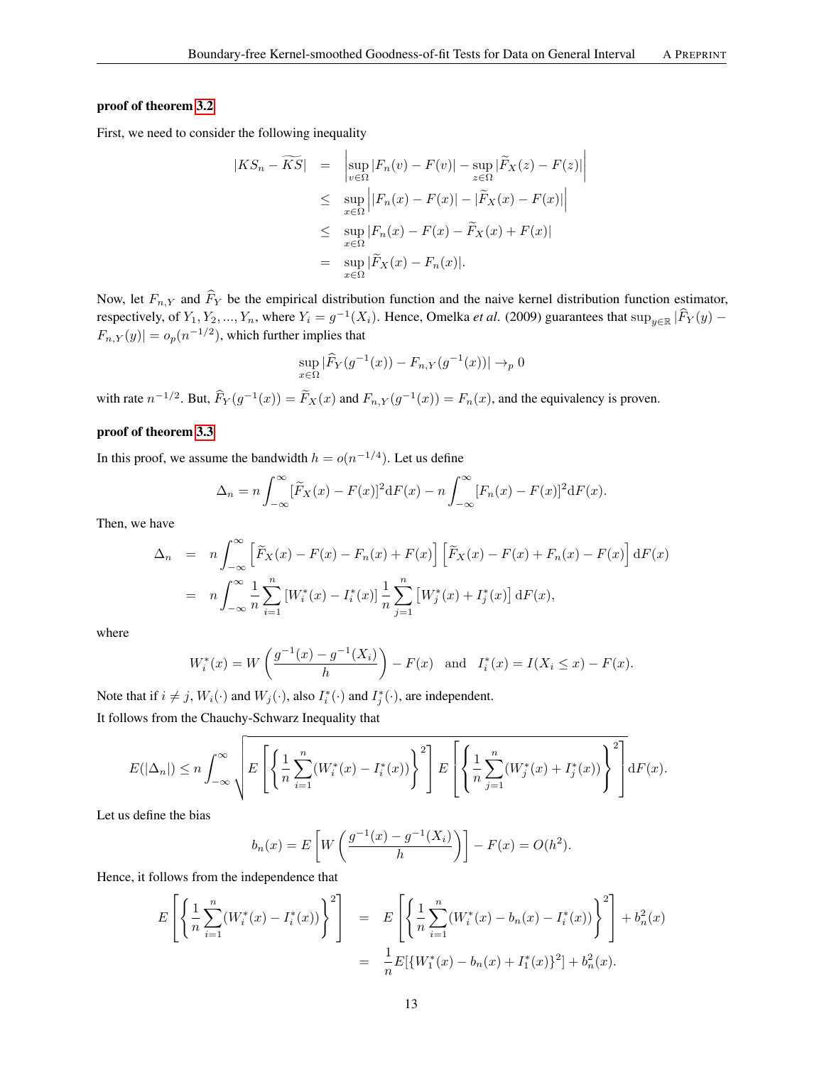**proof of theorem 3.2**

First, we need to consider the following inequality

$$
\begin{aligned}
|KS_n - \widetilde{KS}| &= \left|\sup_{v\in\Omega}|F_n(v) - F(v)| - \sup_{z\in\Omega}|\widetilde{F}_X(z) - F(z)|\right| \\
&\leq \sup_{x\in\Omega}\left||F_n(x) - F(x)| - |\widetilde{F}_X(x) - F(x)|\right| \\
&\leq \sup_{x\in\Omega}|F_n(x) - F(x) - \widetilde{F}_X(x) + F(x)| \\
&= \sup_{x\in\Omega}|\widetilde{F}_X(x) - F_n(x)|.
\end{aligned}
$$

Now, let $F_{n,Y}$ and $\widehat{F}_Y$ be the empirical distribution function and the naive kernel distribution function estimator, respectively, of $Y_1, Y_2, ..., Y_n$, where $Y_i = g^{-1}(X_i)$. Hence, Omelka *et al.* (2009) guarantees that $\sup_{y\in\mathbb{R}}|\widehat{F}_Y(y) - F_{n,Y}(y)| = o_p(n^{-1/2})$, which further implies that

$$
\sup_{x\in\Omega}|\widehat{F}_Y(g^{-1}(x)) - F_{n,Y}(g^{-1}(x))| \to_p 0
$$

with rate $n^{-1/2}$. But, $\widehat{F}_Y(g^{-1}(x)) = \widetilde{F}_X(x)$ and $F_{n,Y}(g^{-1}(x)) = F_n(x)$, and the equivalency is proven.

**proof of theorem 3.3**

In this proof, we assume the bandwidth $h = o(n^{-1/4})$. Let us define

$$
\Delta_n = n\int_{-\infty}^{\infty}[\widetilde{F}_X(x) - F(x)]^2\mathrm{d}F(x) - n\int_{-\infty}^{\infty}[F_n(x) - F(x)]^2\mathrm{d}F(x).
$$

Then, we have

$$
\begin{aligned}
\Delta_n &= n\int_{-\infty}^{\infty}\left[\widetilde{F}_X(x) - F(x) - F_n(x) + F(x)\right]\left[\widetilde{F}_X(x) - F(x) + F_n(x) - F(x)\right]\mathrm{d}F(x) \\
&= n\int_{-\infty}^{\infty}\frac{1}{n}\sum_{i=1}^{n}\left[W_i^*(x) - I_i^*(x)\right]\frac{1}{n}\sum_{j=1}^{n}\left[W_j^*(x) + I_j^*(x)\right]\mathrm{d}F(x),
\end{aligned}
$$

where

$$
W_i^*(x) = W\left(\frac{g^{-1}(x) - g^{-1}(X_i)}{h}\right) - F(x) \quad \text{and} \quad I_i^*(x) = I(X_i \leq x) - F(x).
$$

Note that if $i \neq j$, $W_i(\cdot)$ and $W_j(\cdot)$, also $I_i^*(\cdot)$ and $I_j^*(\cdot)$, are independent.

It follows from the Chauchy-Schwarz Inequality that

$$
E(|\Delta_n|) \leq n\int_{-\infty}^{\infty}\sqrt{E\left[\left\{\frac{1}{n}\sum_{i=1}^{n}(W_i^*(x) - I_i^*(x))\right\}^2\right]E\left[\left\{\frac{1}{n}\sum_{j=1}^{n}(W_j^*(x) + I_j^*(x))\right\}^2\right]}\mathrm{d}F(x).
$$

Let us define the bias

$$
b_n(x) = E\left[W\left(\frac{g^{-1}(x) - g^{-1}(X_i)}{h}\right)\right] - F(x) = O(h^2).
$$

Hence, it follows from the independence that

$$
\begin{aligned}
E\left[\left\{\frac{1}{n}\sum_{i=1}^{n}(W_i^*(x) - I_i^*(x))\right\}^2\right] &= E\left[\left\{\frac{1}{n}\sum_{i=1}^{n}(W_i^*(x) - b_n(x) - I_i^*(x))\right\}^2\right] + b_n^2(x) \\
&= \frac{1}{n}E[\{W_1^*(x) - b_n(x) + I_1^*(x)\}^2] + b_n^2(x).
\end{aligned}
$$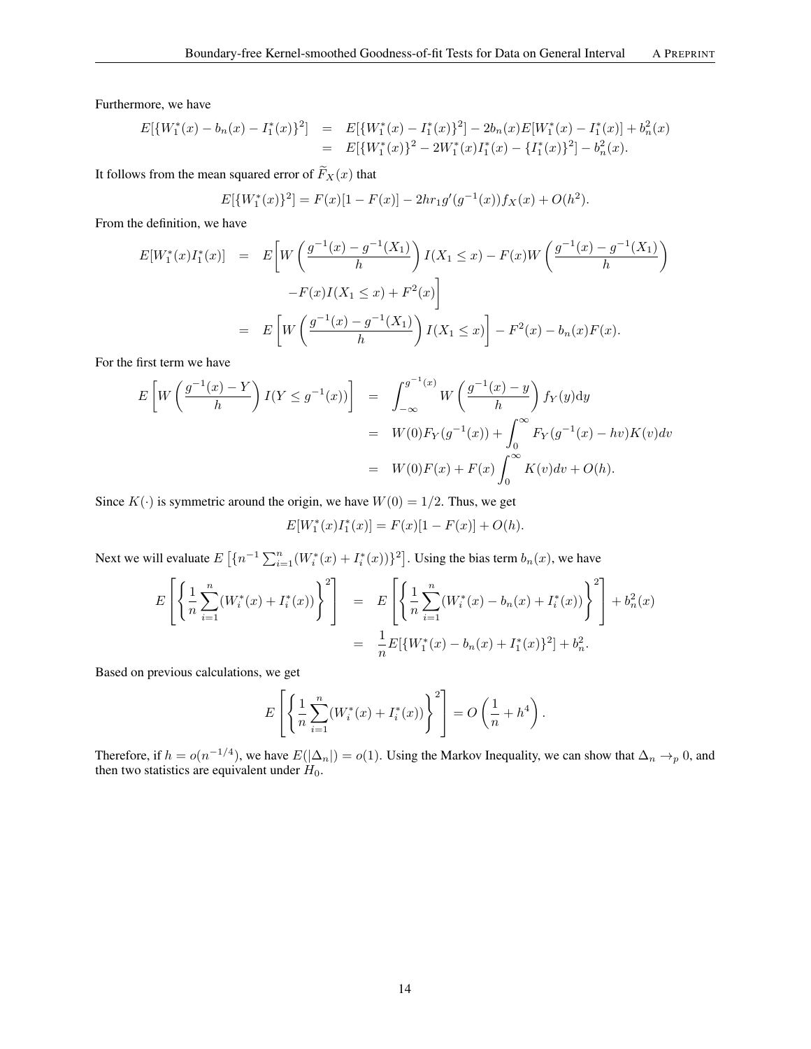Furthermore, we have

$$
\begin{aligned}
E[\{W_1^*(x) - b_n(x) - I_1^*(x)\}^2] &= E[\{W_1^*(x) - I_1^*(x)\}^2] - 2b_n(x)E[W_1^*(x) - I_1^*(x)] + b_n^2(x) \\
&= E[\{W_1^*(x)\}^2 - 2W_1^*(x)I_1^*(x) - \{I_1^*(x)\}^2] - b_n^2(x).
\end{aligned}
$$

It follows from the mean squared error of $\widetilde{F}_X(x)$ that

$$
E[\{W_1^*(x)\}^2] = F(x)[1 - F(x)] - 2hr_1 g'(g^{-1}(x))f_X(x) + O(h^2).
$$

From the definition, we have

$$
\begin{aligned}
E[W_1^*(x)I_1^*(x)] &= E\Bigg[W\left(\frac{g^{-1}(x) - g^{-1}(X_1)}{h}\right)I(X_1 \leq x) - F(x)W\left(\frac{g^{-1}(x) - g^{-1}(X_1)}{h}\right) \\
&\qquad - F(x)I(X_1 \leq x) + F^2(x)\Bigg] \\
&= E\left[W\left(\frac{g^{-1}(x) - g^{-1}(X_1)}{h}\right)I(X_1 \leq x)\right] - F^2(x) - b_n(x)F(x).
\end{aligned}
$$

For the first term we have

$$
\begin{aligned}
E\left[W\left(\frac{g^{-1}(x) - Y}{h}\right)I(Y \leq g^{-1}(x))\right] &= \int_{-\infty}^{g^{-1}(x)} W\left(\frac{g^{-1}(x) - y}{h}\right)f_Y(y)\mathrm{d}y \\
&= W(0)F_Y(g^{-1}(x)) + \int_0^\infty F_Y(g^{-1}(x) - hv)K(v)dv \\
&= W(0)F(x) + F(x)\int_0^\infty K(v)dv + O(h).
\end{aligned}
$$

Since $K(\cdot)$ is symmetric around the origin, we have $W(0) = 1/2$. Thus, we get

$$
E[W_1^*(x)I_1^*(x)] = F(x)[1 - F(x)] + O(h).
$$

Next we will evaluate $E\left[\{n^{-1}\sum_{i=1}^n (W_i^*(x) + I_i^*(x))\}^2\right]$. Using the bias term $b_n(x)$, we have

$$
\begin{aligned}
E\left[\left\{\frac{1}{n}\sum_{i=1}^n (W_i^*(x) + I_i^*(x))\right\}^2\right] &= E\left[\left\{\frac{1}{n}\sum_{i=1}^n (W_i^*(x) - b_n(x) + I_i^*(x))\right\}^2\right] + b_n^2(x) \\
&= \frac{1}{n}E[\{W_1^*(x) - b_n(x) + I_1^*(x)\}^2] + b_n^2.
\end{aligned}
$$

Based on previous calculations, we get

$$
E\left[\left\{\frac{1}{n}\sum_{i=1}^n (W_i^*(x) + I_i^*(x))\right\}^2\right] = O\left(\frac{1}{n} + h^4\right).
$$

Therefore, if $h = o(n^{-1/4})$, we have $E(|\Delta_n|) = o(1)$. Using the Markov Inequality, we can show that $\Delta_n \to_p 0$, and then two statistics are equivalent under $H_0$.